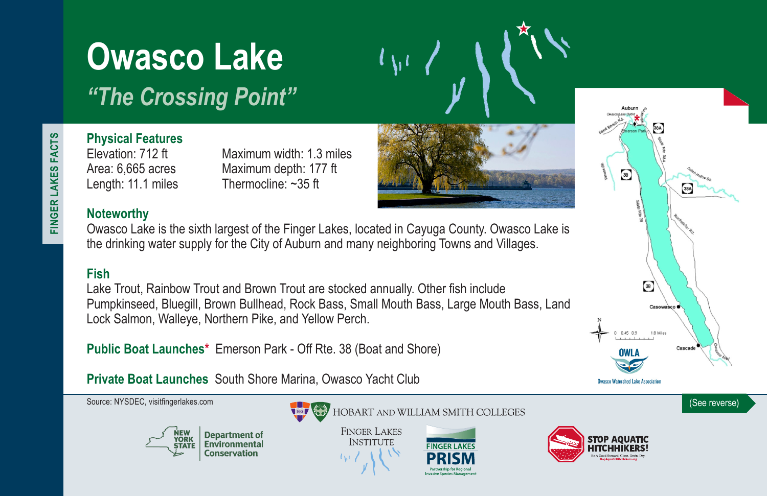FINGER LAKES FACTS

# Owasco Lake

## *"The Crossing Point"*

### Physical Features

Elevation: 712 ft
Area: 6,665 acres
Length: 11.1 miles

Maximum width: 1.3 miles
Maximum depth: 177 ft
Thermocline: ~35 ft

### Noteworthy

Owasco Lake is the sixth largest of the Finger Lakes, located in Cayuga County. Owasco Lake is the drinking water supply for the City of Auburn and many neighboring Towns and Villages.

### Fish

Lake Trout, Rainbow Trout and Brown Trout are stocked annually. Other fish include Pumpkinseed, Bluegill, Brown Bullhead, Rock Bass, Small Mouth Bass, Large Mouth Bass, Land Lock Salmon, Walleye, Northern Pike, and Yellow Perch.

**Public Boat Launches*** Emerson Park - Off Rte. 38 (Boat and Shore)

**Private Boat Launches** South Shore Marina, Owasco Yacht Club

Auburn
Owasco Lake Outlet
Sand Beach Rd.
Emerson Park
38A
State Rte 38A
Veness Rd
38
Dutch Hollow Bk.
38A
State Rte 38
Rockefeller Rd.
38
Casowasco
N
0 0.45 0.9 1.8 Miles
Cascade
Owasco Inlet

OWLA
Owasco Watershed Lake Association

Source: NYSDEC, visitfingerlakes.com

(See reverse)

NEW YORK STATE Department of Environmental Conservation

HOBART AND WILLIAM SMITH COLLEGES

FINGER LAKES INSTITUTE

FINGER LAKES PRISM
Partnership for Regional Invasive Species Management

STOP AQUATIC HITCHHIKERS!
Be A Good Steward. Clean. Drain. Dry.
StopAquaticHitchhikers.org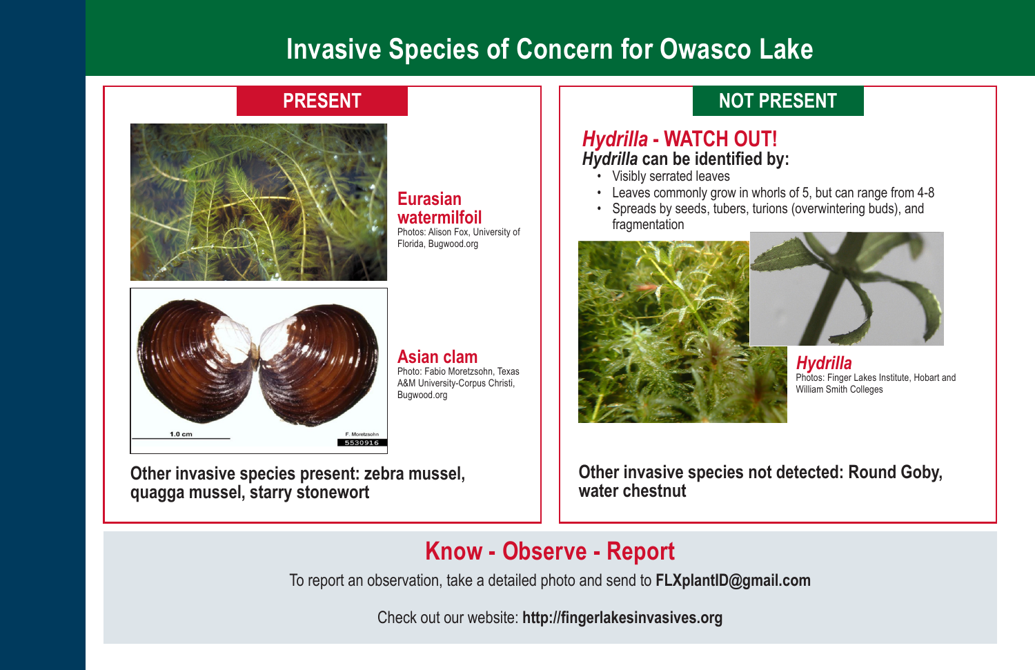# Invasive Species of Concern for Owasco Lake

## PRESENT

### Eurasian watermilfoil

Photos: Alison Fox, University of Florida, Bugwood.org

### Asian clam

Photo: Fabio Moretzsohn, Texas A&M University-Corpus Christi, Bugwood.org

**Other invasive species present: zebra mussel, quagga mussel, starry stonewort**

## NOT PRESENT

### *Hydrilla* - WATCH OUT!

***Hydrilla* can be identified by:**

- Visibly serrated leaves
- Leaves commonly grow in whorls of 5, but can range from 4-8
- Spreads by seeds, tubers, turions (overwintering buds), and fragmentation

### *Hydrilla*

Photos: Finger Lakes Institute, Hobart and William Smith Colleges

**Other invasive species not detected: Round Goby, water chestnut**

## Know - Observe - Report

To report an observation, take a detailed photo and send to **FLXplantID@gmail.com**

Check out our website: **http://fingerlakesinvasives.org**